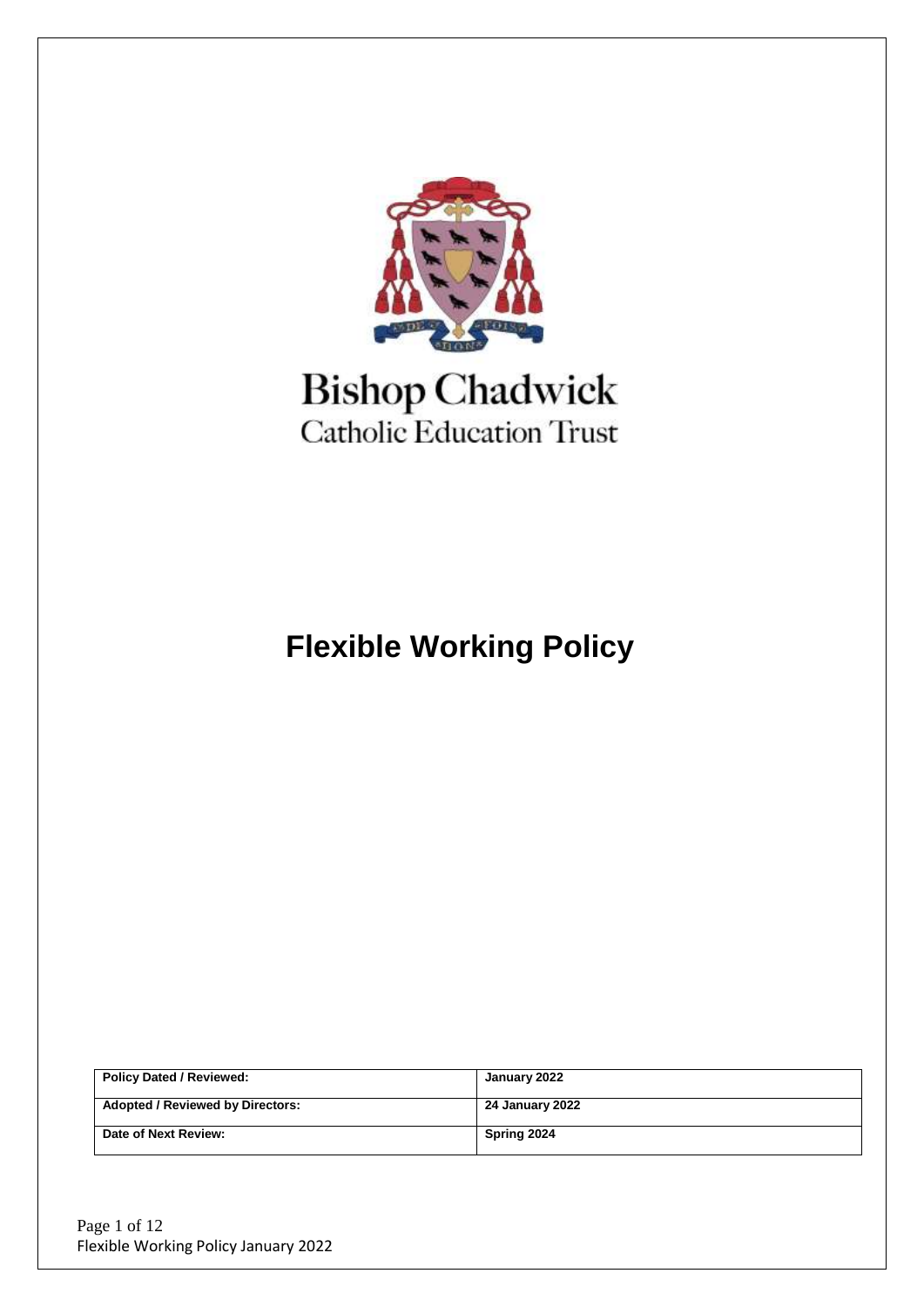Bishop Chadwick
Catholic Education Trust

# Flexible Working Policy

| Policy Dated / Reviewed: | January 2022 |
| --- | --- |
| Adopted / Reviewed by Directors: | 24 January 2022 |
| Date of Next Review: | Spring 2024 |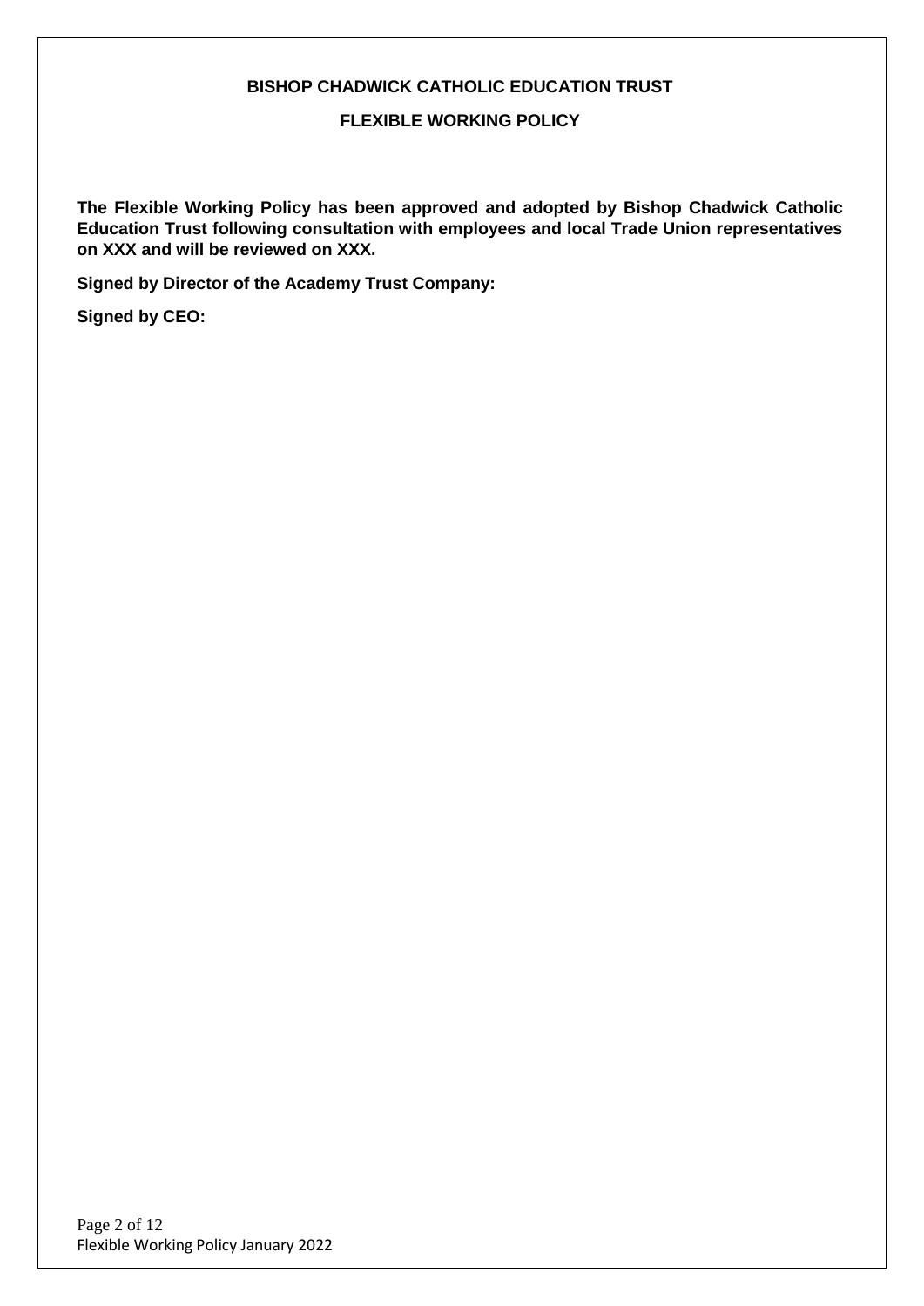**BISHOP CHADWICK CATHOLIC EDUCATION TRUST**

**FLEXIBLE WORKING POLICY**

**The Flexible Working Policy has been approved and adopted by Bishop Chadwick Catholic Education Trust following consultation with employees and local Trade Union representatives on XXX and will be reviewed on XXX.**

**Signed by Director of the Academy Trust Company:**

**Signed by CEO:**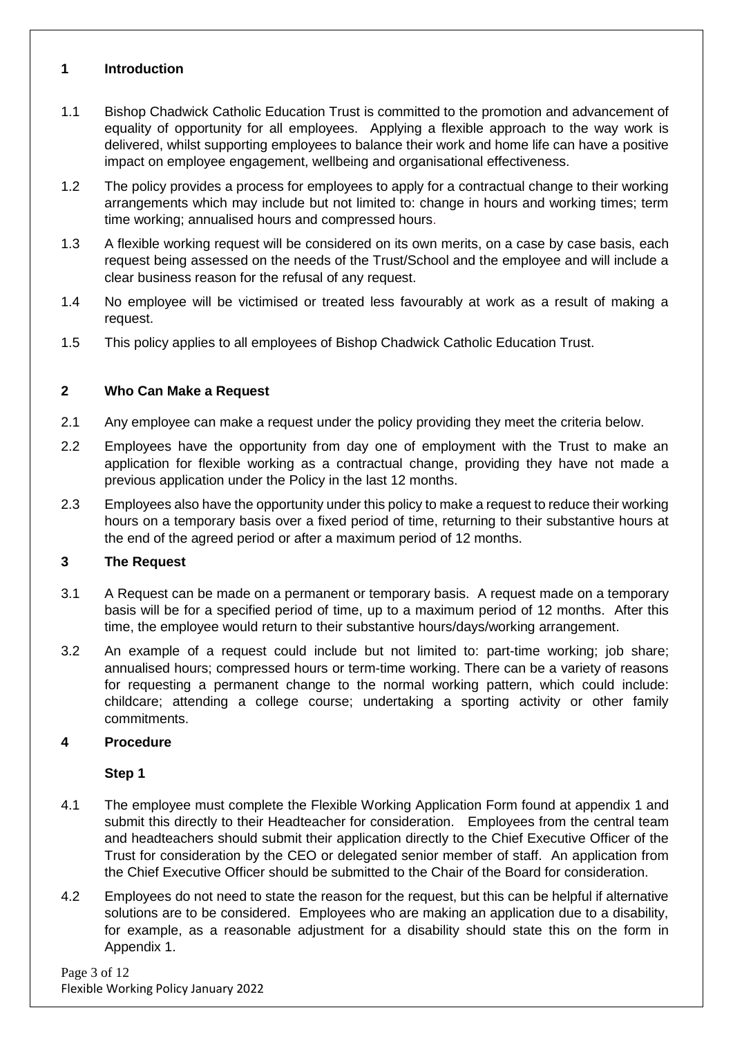## 1 Introduction

1.1 Bishop Chadwick Catholic Education Trust is committed to the promotion and advancement of equality of opportunity for all employees. Applying a flexible approach to the way work is delivered, whilst supporting employees to balance their work and home life can have a positive impact on employee engagement, wellbeing and organisational effectiveness.

1.2 The policy provides a process for employees to apply for a contractual change to their working arrangements which may include but not limited to: change in hours and working times; term time working; annualised hours and compressed hours.

1.3 A flexible working request will be considered on its own merits, on a case by case basis, each request being assessed on the needs of the Trust/School and the employee and will include a clear business reason for the refusal of any request.

1.4 No employee will be victimised or treated less favourably at work as a result of making a request.

1.5 This policy applies to all employees of Bishop Chadwick Catholic Education Trust.

## 2 Who Can Make a Request

2.1 Any employee can make a request under the policy providing they meet the criteria below.

2.2 Employees have the opportunity from day one of employment with the Trust to make an application for flexible working as a contractual change, providing they have not made a previous application under the Policy in the last 12 months.

2.3 Employees also have the opportunity under this policy to make a request to reduce their working hours on a temporary basis over a fixed period of time, returning to their substantive hours at the end of the agreed period or after a maximum period of 12 months.

## 3 The Request

3.1 A Request can be made on a permanent or temporary basis. A request made on a temporary basis will be for a specified period of time, up to a maximum period of 12 months. After this time, the employee would return to their substantive hours/days/working arrangement.

3.2 An example of a request could include but not limited to: part-time working; job share; annualised hours; compressed hours or term-time working. There can be a variety of reasons for requesting a permanent change to the normal working pattern, which could include: childcare; attending a college course; undertaking a sporting activity or other family commitments.

## 4 Procedure

### Step 1

4.1 The employee must complete the Flexible Working Application Form found at appendix 1 and submit this directly to their Headteacher for consideration. Employees from the central team and headteachers should submit their application directly to the Chief Executive Officer of the Trust for consideration by the CEO or delegated senior member of staff. An application from the Chief Executive Officer should be submitted to the Chair of the Board for consideration.

4.2 Employees do not need to state the reason for the request, but this can be helpful if alternative solutions are to be considered. Employees who are making an application due to a disability, for example, as a reasonable adjustment for a disability should state this on the form in Appendix 1.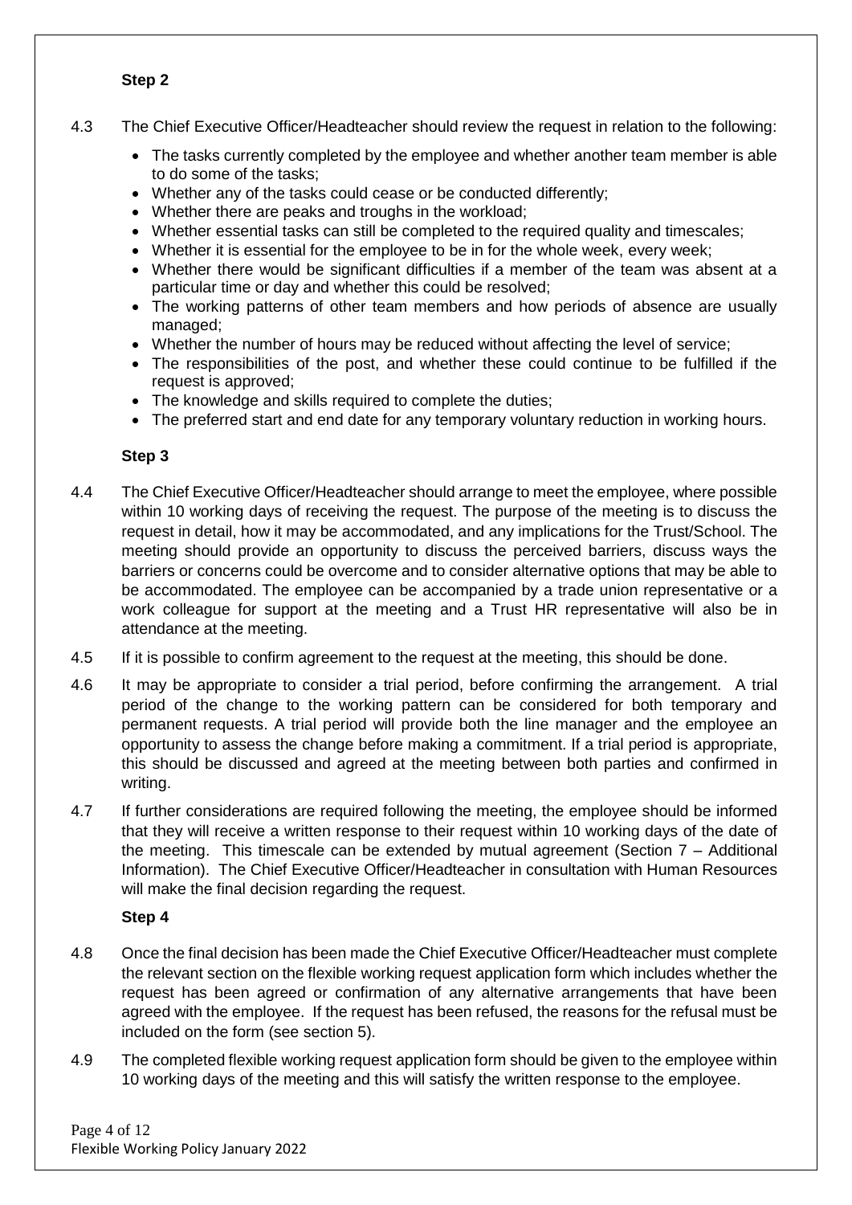**Step 2**

4.3 The Chief Executive Officer/Headteacher should review the request in relation to the following:

- The tasks currently completed by the employee and whether another team member is able to do some of the tasks;
- Whether any of the tasks could cease or be conducted differently;
- Whether there are peaks and troughs in the workload;
- Whether essential tasks can still be completed to the required quality and timescales;
- Whether it is essential for the employee to be in for the whole week, every week;
- Whether there would be significant difficulties if a member of the team was absent at a particular time or day and whether this could be resolved;
- The working patterns of other team members and how periods of absence are usually managed;
- Whether the number of hours may be reduced without affecting the level of service;
- The responsibilities of the post, and whether these could continue to be fulfilled if the request is approved;
- The knowledge and skills required to complete the duties;
- The preferred start and end date for any temporary voluntary reduction in working hours.

**Step 3**

4.4 The Chief Executive Officer/Headteacher should arrange to meet the employee, where possible within 10 working days of receiving the request. The purpose of the meeting is to discuss the request in detail, how it may be accommodated, and any implications for the Trust/School. The meeting should provide an opportunity to discuss the perceived barriers, discuss ways the barriers or concerns could be overcome and to consider alternative options that may be able to be accommodated. The employee can be accompanied by a trade union representative or a work colleague for support at the meeting and a Trust HR representative will also be in attendance at the meeting.

4.5 If it is possible to confirm agreement to the request at the meeting, this should be done.

4.6 It may be appropriate to consider a trial period, before confirming the arrangement. A trial period of the change to the working pattern can be considered for both temporary and permanent requests. A trial period will provide both the line manager and the employee an opportunity to assess the change before making a commitment. If a trial period is appropriate, this should be discussed and agreed at the meeting between both parties and confirmed in writing.

4.7 If further considerations are required following the meeting, the employee should be informed that they will receive a written response to their request within 10 working days of the date of the meeting. This timescale can be extended by mutual agreement (Section 7 – Additional Information). The Chief Executive Officer/Headteacher in consultation with Human Resources will make the final decision regarding the request.

**Step 4**

4.8 Once the final decision has been made the Chief Executive Officer/Headteacher must complete the relevant section on the flexible working request application form which includes whether the request has been agreed or confirmation of any alternative arrangements that have been agreed with the employee. If the request has been refused, the reasons for the refusal must be included on the form (see section 5).

4.9 The completed flexible working request application form should be given to the employee within 10 working days of the meeting and this will satisfy the written response to the employee.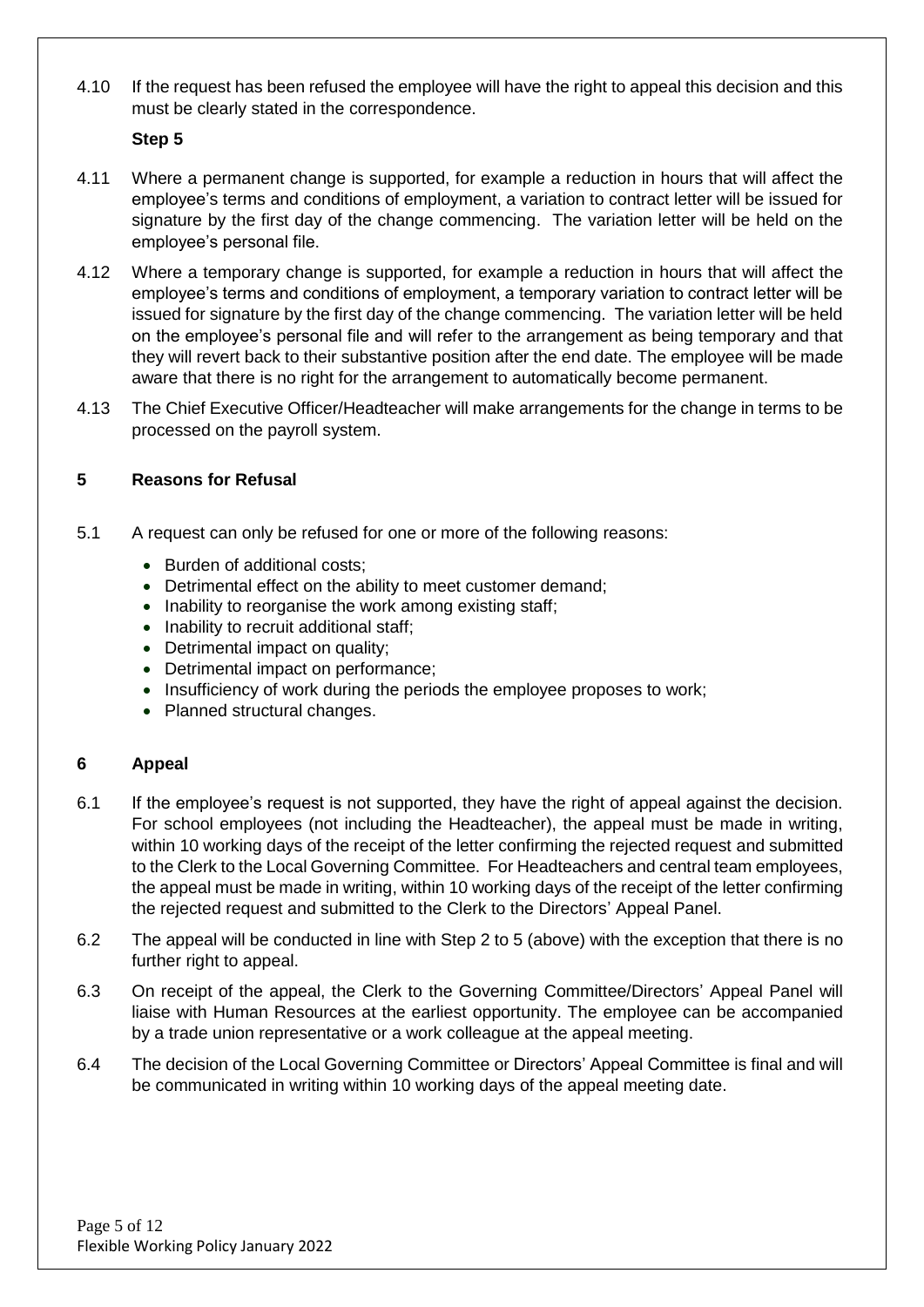4.10 If the request has been refused the employee will have the right to appeal this decision and this must be clearly stated in the correspondence.

**Step 5**

4.11 Where a permanent change is supported, for example a reduction in hours that will affect the employee's terms and conditions of employment, a variation to contract letter will be issued for signature by the first day of the change commencing. The variation letter will be held on the employee's personal file.

4.12 Where a temporary change is supported, for example a reduction in hours that will affect the employee's terms and conditions of employment, a temporary variation to contract letter will be issued for signature by the first day of the change commencing. The variation letter will be held on the employee's personal file and will refer to the arrangement as being temporary and that they will revert back to their substantive position after the end date. The employee will be made aware that there is no right for the arrangement to automatically become permanent.

4.13 The Chief Executive Officer/Headteacher will make arrangements for the change in terms to be processed on the payroll system.

## 5 Reasons for Refusal

5.1 A request can only be refused for one or more of the following reasons:

- Burden of additional costs;
- Detrimental effect on the ability to meet customer demand;
- Inability to reorganise the work among existing staff;
- Inability to recruit additional staff;
- Detrimental impact on quality;
- Detrimental impact on performance;
- Insufficiency of work during the periods the employee proposes to work;
- Planned structural changes.

## 6 Appeal

6.1 If the employee's request is not supported, they have the right of appeal against the decision. For school employees (not including the Headteacher), the appeal must be made in writing, within 10 working days of the receipt of the letter confirming the rejected request and submitted to the Clerk to the Local Governing Committee. For Headteachers and central team employees, the appeal must be made in writing, within 10 working days of the receipt of the letter confirming the rejected request and submitted to the Clerk to the Directors' Appeal Panel.

6.2 The appeal will be conducted in line with Step 2 to 5 (above) with the exception that there is no further right to appeal.

6.3 On receipt of the appeal, the Clerk to the Governing Committee/Directors' Appeal Panel will liaise with Human Resources at the earliest opportunity. The employee can be accompanied by a trade union representative or a work colleague at the appeal meeting.

6.4 The decision of the Local Governing Committee or Directors' Appeal Committee is final and will be communicated in writing within 10 working days of the appeal meeting date.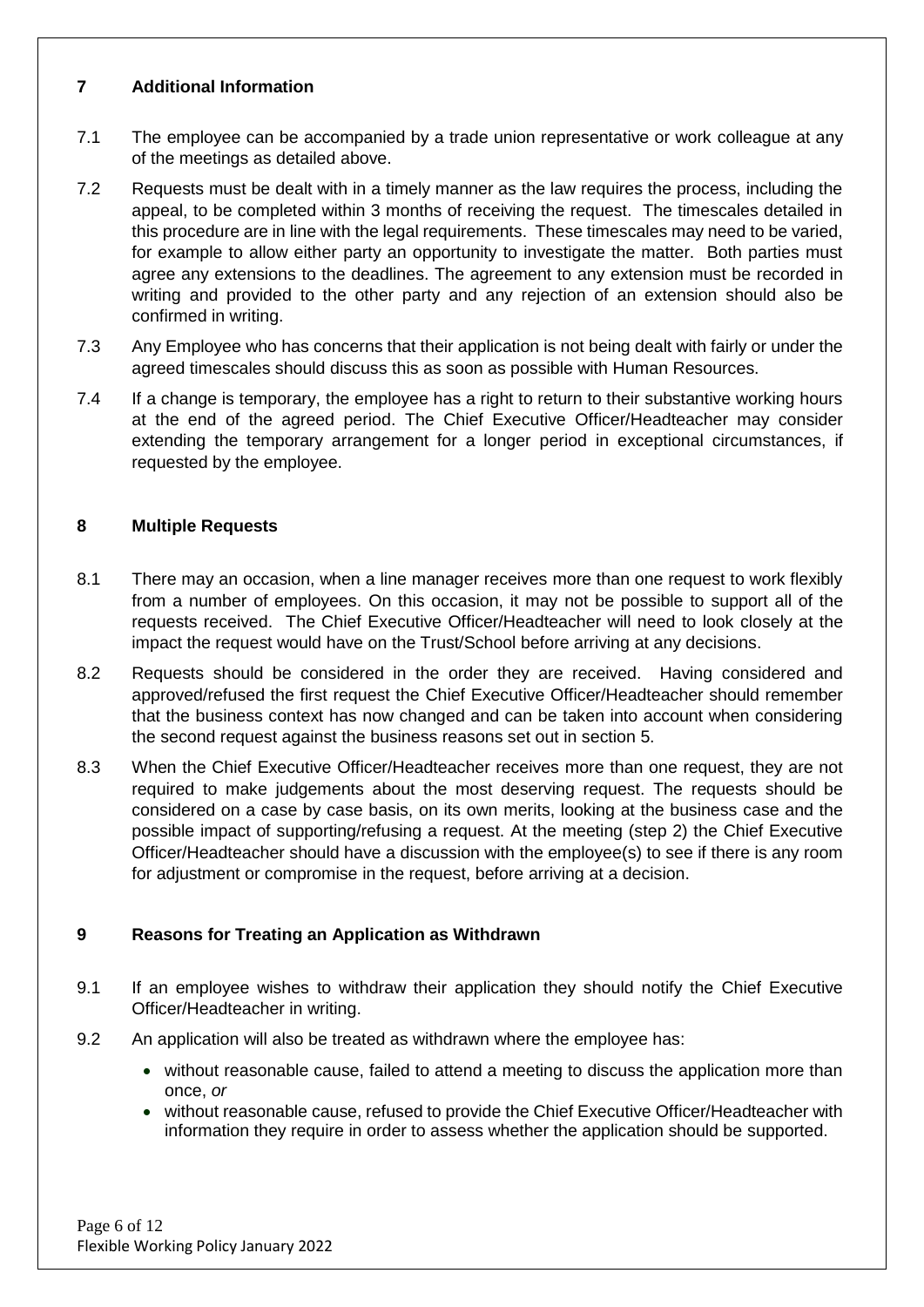## 7 Additional Information

7.1 The employee can be accompanied by a trade union representative or work colleague at any of the meetings as detailed above.

7.2 Requests must be dealt with in a timely manner as the law requires the process, including the appeal, to be completed within 3 months of receiving the request. The timescales detailed in this procedure are in line with the legal requirements. These timescales may need to be varied, for example to allow either party an opportunity to investigate the matter. Both parties must agree any extensions to the deadlines. The agreement to any extension must be recorded in writing and provided to the other party and any rejection of an extension should also be confirmed in writing.

7.3 Any Employee who has concerns that their application is not being dealt with fairly or under the agreed timescales should discuss this as soon as possible with Human Resources.

7.4 If a change is temporary, the employee has a right to return to their substantive working hours at the end of the agreed period. The Chief Executive Officer/Headteacher may consider extending the temporary arrangement for a longer period in exceptional circumstances, if requested by the employee.

## 8 Multiple Requests

8.1 There may an occasion, when a line manager receives more than one request to work flexibly from a number of employees. On this occasion, it may not be possible to support all of the requests received. The Chief Executive Officer/Headteacher will need to look closely at the impact the request would have on the Trust/School before arriving at any decisions.

8.2 Requests should be considered in the order they are received. Having considered and approved/refused the first request the Chief Executive Officer/Headteacher should remember that the business context has now changed and can be taken into account when considering the second request against the business reasons set out in section 5.

8.3 When the Chief Executive Officer/Headteacher receives more than one request, they are not required to make judgements about the most deserving request. The requests should be considered on a case by case basis, on its own merits, looking at the business case and the possible impact of supporting/refusing a request. At the meeting (step 2) the Chief Executive Officer/Headteacher should have a discussion with the employee(s) to see if there is any room for adjustment or compromise in the request, before arriving at a decision.

## 9 Reasons for Treating an Application as Withdrawn

9.1 If an employee wishes to withdraw their application they should notify the Chief Executive Officer/Headteacher in writing.

9.2 An application will also be treated as withdrawn where the employee has:

- without reasonable cause, failed to attend a meeting to discuss the application more than once, *or*
- without reasonable cause, refused to provide the Chief Executive Officer/Headteacher with information they require in order to assess whether the application should be supported.

Flexible Working Policy January 2022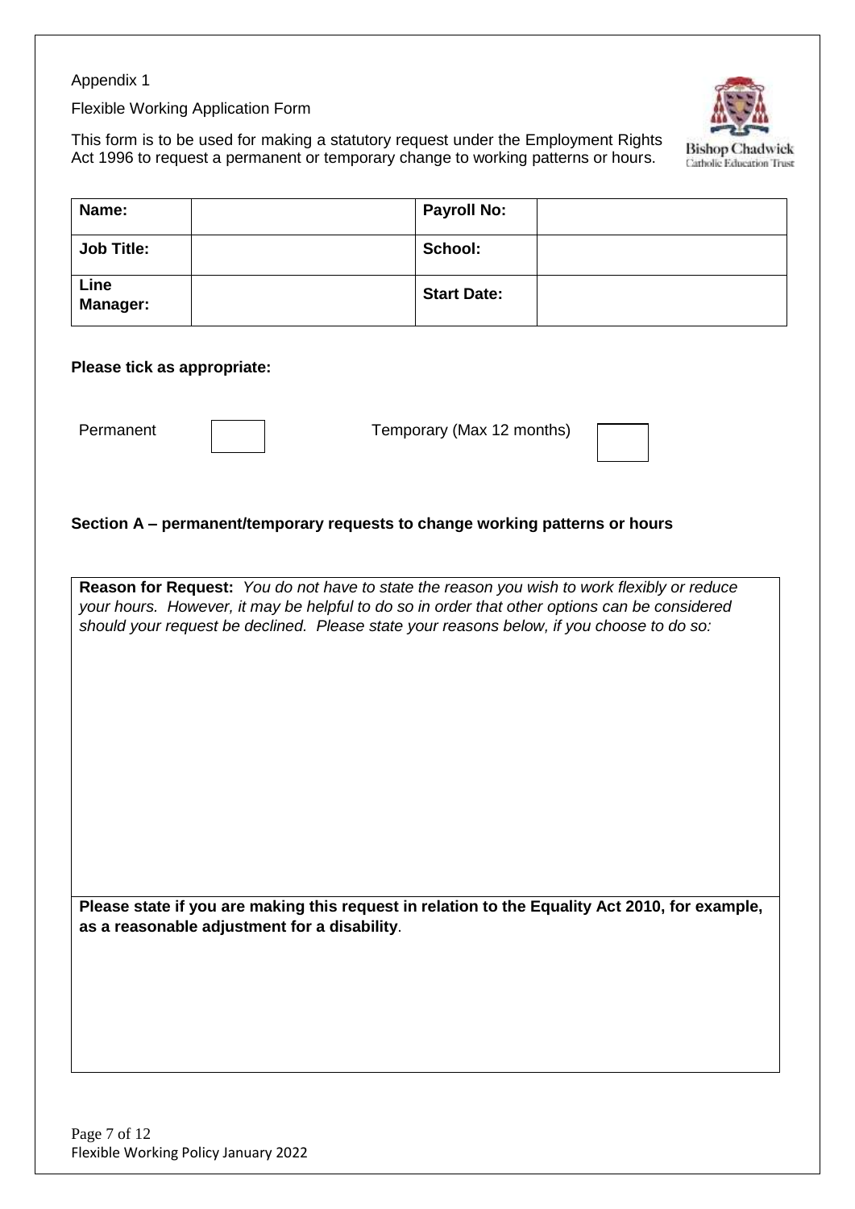Appendix 1

Flexible Working Application Form

This form is to be used for making a statutory request under the Employment Rights Act 1996 to request a permanent or temporary change to working patterns or hours.

| **Name:** | | **Payroll No:** | |
|---|---|---|---|
| **Job Title:** | | **School:** | |
| **Line Manager:** | | **Start Date:** | |

**Please tick as appropriate:**

Permanent ☐ Temporary (Max 12 months) ☐

**Section A – permanent/temporary requests to change working patterns or hours**

**Reason for Request:** *You do not have to state the reason you wish to work flexibly or reduce your hours. However, it may be helpful to do so in order that other options can be considered should your request be declined. Please state your reasons below, if you choose to do so:*

**Please state if you are making this request in relation to the Equality Act 2010, for example, as a reasonable adjustment for a disability**.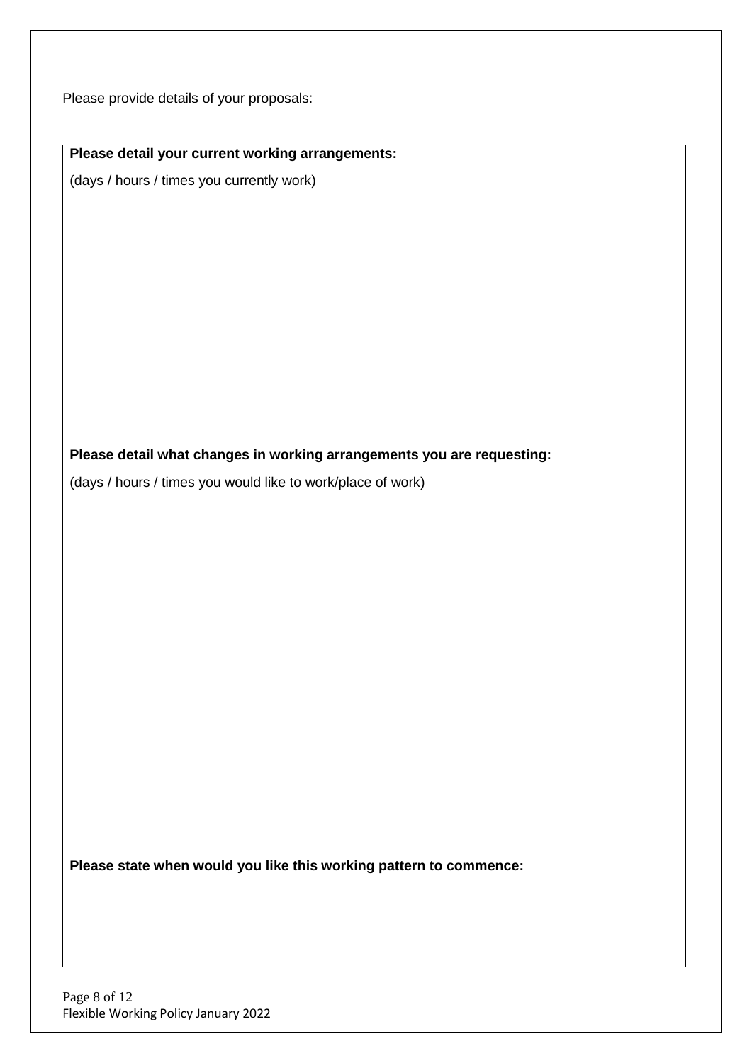Please provide details of your proposals:

| **Please detail your current working arrangements:**<br>(days / hours / times you currently work) |
|---|
| **Please detail what changes in working arrangements you are requesting:**<br>(days / hours / times you would like to work/place of work) |
| **Please state when would you like this working pattern to commence:** |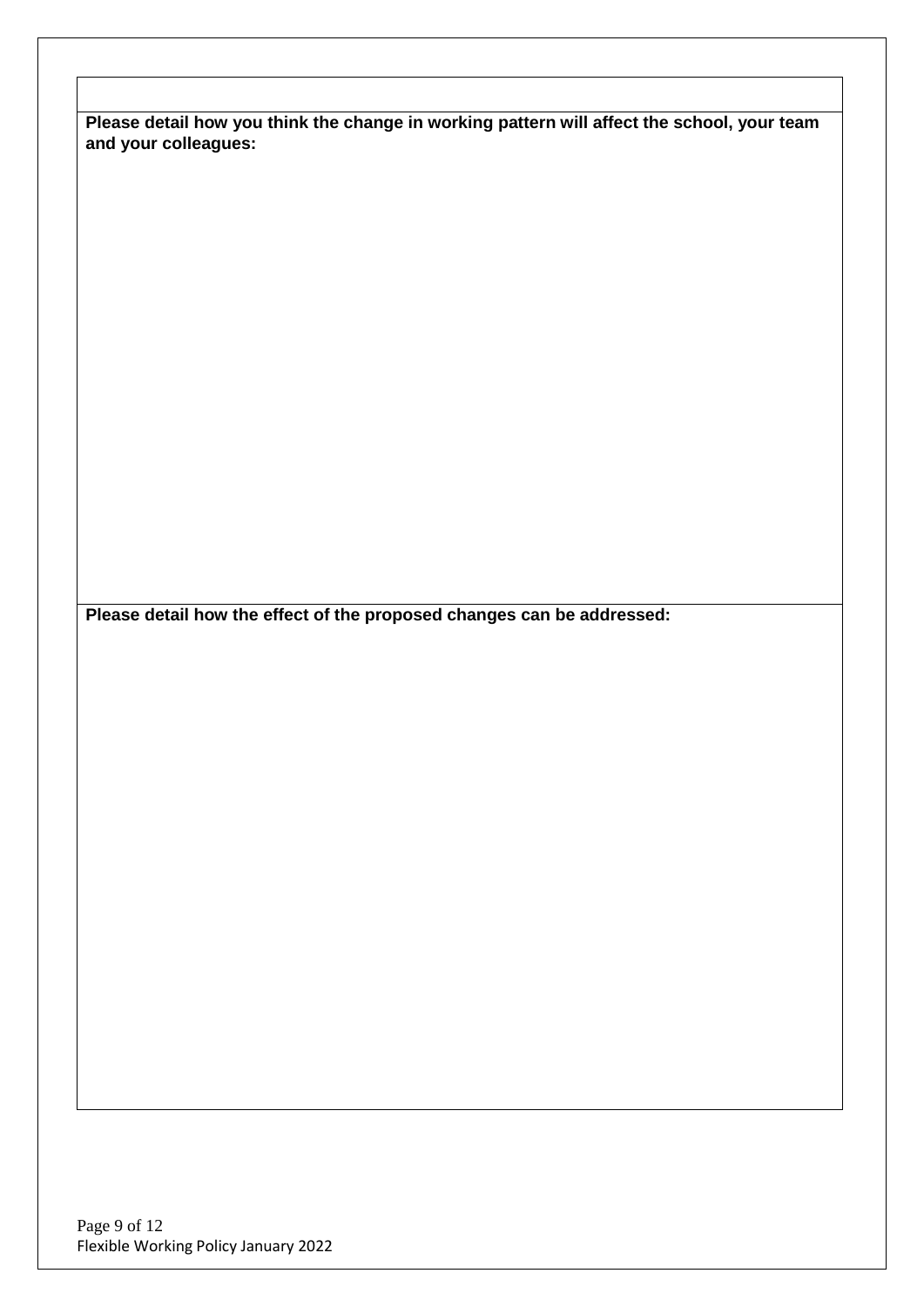**Please detail how you think the change in working pattern will affect the school, your team and your colleagues:**

**Please detail how the effect of the proposed changes can be addressed:**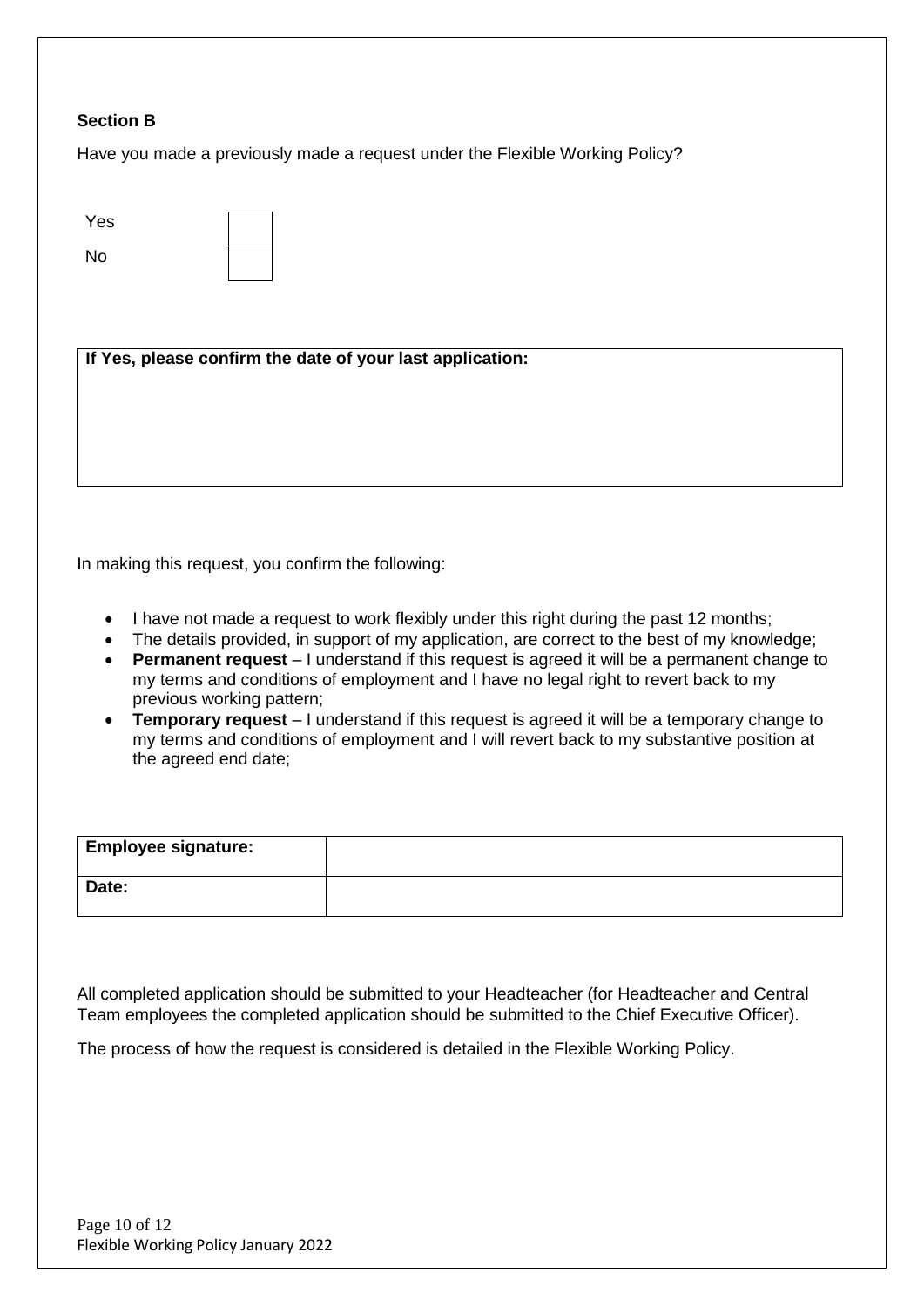**Section B**

Have you made a previously made a request under the Flexible Working Policy?

| | |
|---|---|
| Yes | |
| No | |

| If Yes, please confirm the date of your last application: |
|---|
| |

In making this request, you confirm the following:

- I have not made a request to work flexibly under this right during the past 12 months;
- The details provided, in support of my application, are correct to the best of my knowledge;
- **Permanent request** – I understand if this request is agreed it will be a permanent change to my terms and conditions of employment and I have no legal right to revert back to my previous working pattern;
- **Temporary request** – I understand if this request is agreed it will be a temporary change to my terms and conditions of employment and I will revert back to my substantive position at the agreed end date;

| | |
|---|---|
| **Employee signature:** | |
| **Date:** | |

All completed application should be submitted to your Headteacher (for Headteacher and Central Team employees the completed application should be submitted to the Chief Executive Officer).

The process of how the request is considered is detailed in the Flexible Working Policy.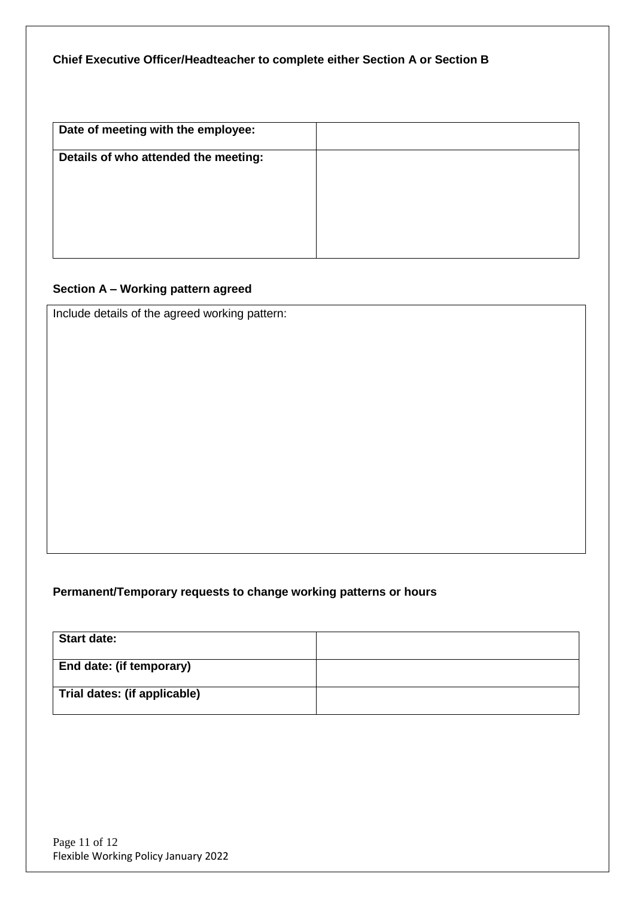**Chief Executive Officer/Headteacher to complete either Section A or Section B**

| Date of meeting with the employee: | |
| --- | --- |
| Details of who attended the meeting: | |

**Section A – Working pattern agreed**

| Include details of the agreed working pattern: |
| --- |
| |

**Permanent/Temporary requests to change working patterns or hours**

| Start date: | |
| --- | --- |
| End date: (if temporary) | |
| Trial dates: (if applicable) | |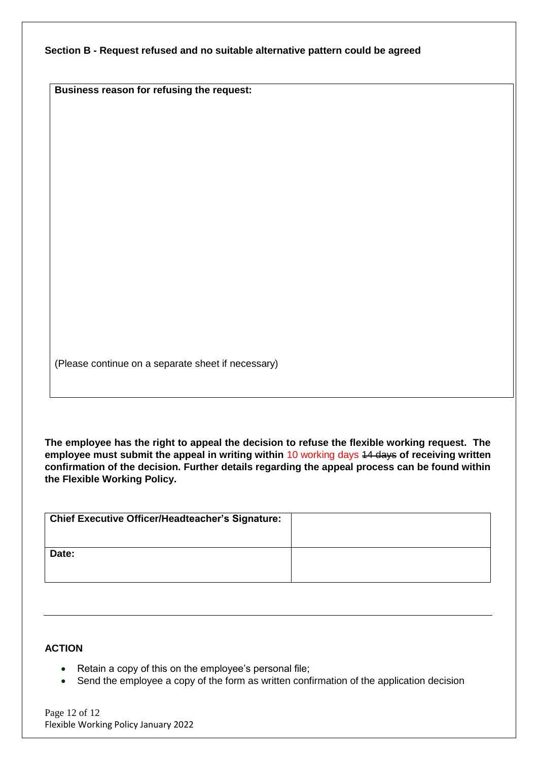**Section B - Request refused and no suitable alternative pattern could be agreed**

| **Business reason for refusing the request:** |
|---|
| (Please continue on a separate sheet if necessary) |

**The employee has the right to appeal the decision to refuse the flexible working request. The employee must submit the appeal in writing within** 10 working days ~~14 days~~ **of receiving written confirmation of the decision. Further details regarding the appeal process can be found within the Flexible Working Policy.**

| | |
|---|---|
| **Chief Executive Officer/Headteacher's Signature:** | |
| **Date:** | |

---

**ACTION**

- Retain a copy of this on the employee's personal file;
- Send the employee a copy of the form as written confirmation of the application decision